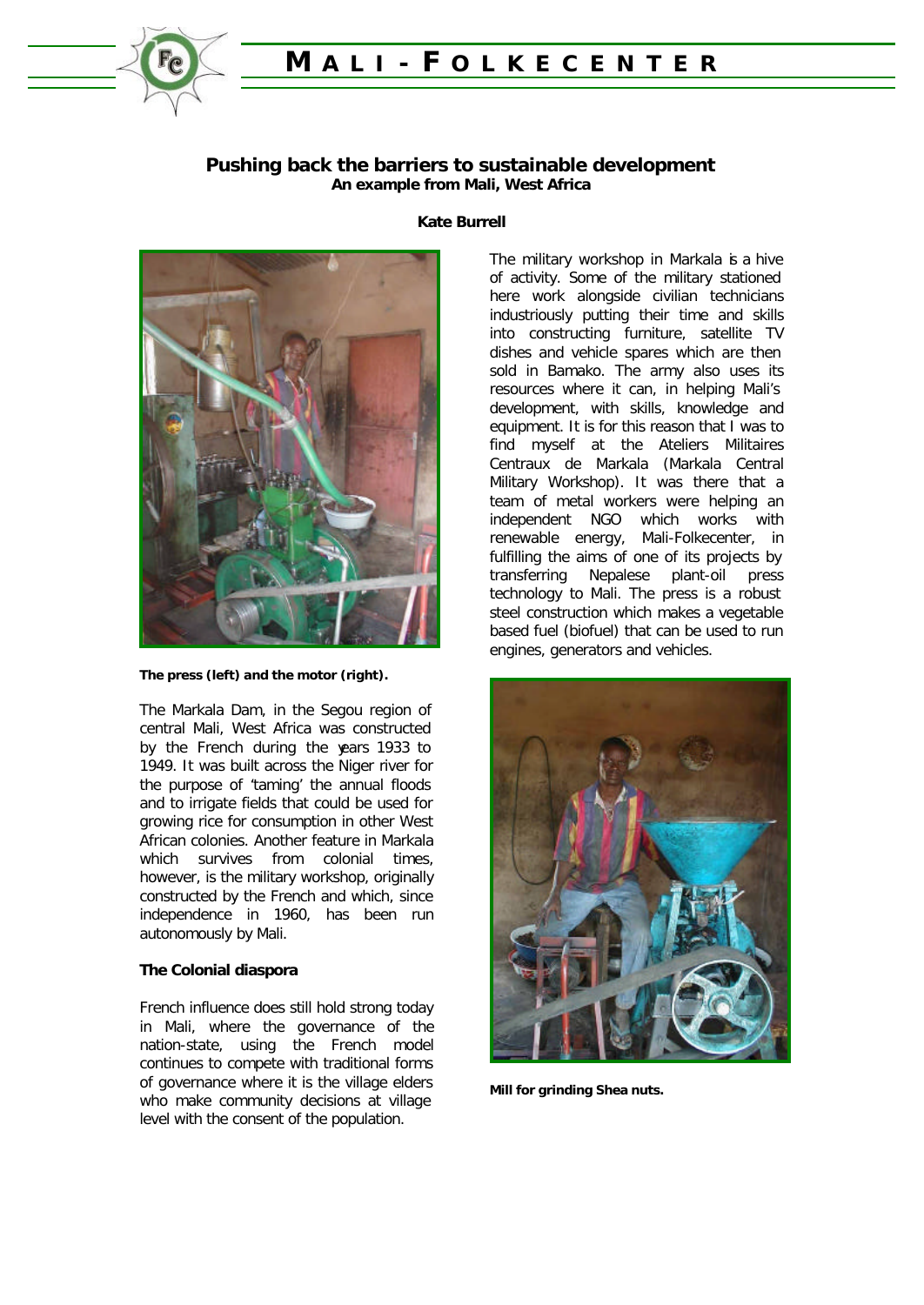# Pushing back the barriers to sustainable development

**An example from Mali, West Africa**

**Kate Burrell**

**The press (left) and the motor (right).**

The Markala Dam, in the Segou region of central Mali, West Africa was constructed by the French during the years 1933 to 1949. It was built across the Niger river for the purpose of 'taming' the annual floods and to irrigate fields that could be used for growing rice for consumption in other West African colonies. Another feature in Markala which survives from colonial times, however, is the military workshop, originally constructed by the French and which, since independence in 1960, has been run autonomously by Mali.

### The Colonial diaspora

French influence does still hold strong today in Mali, where the governance of the nation-state, using the French model continues to compete with traditional forms of governance where it is the village elders who make community decisions at village level with the consent of the population.

The military workshop in Markala is a hive of activity. Some of the military stationed here work alongside civilian technicians industriously putting their time and skills into constructing furniture, satellite TV dishes and vehicle spares which are then sold in Bamako. The army also uses its resources where it can, in helping Mali's development, with skills, knowledge and equipment. It is for this reason that I was to find myself at the Ateliers Militaires Centraux de Markala (Markala Central Military Workshop). It was there that a team of metal workers were helping an independent NGO which works with renewable energy, Mali-Folkecenter, in fulfilling the aims of one of its projects by transferring Nepalese plant-oil press technology to Mali. The press is a robust steel construction which makes a vegetable based fuel (biofuel) that can be used to run engines, generators and vehicles.

**Mill for grinding Shea nuts.**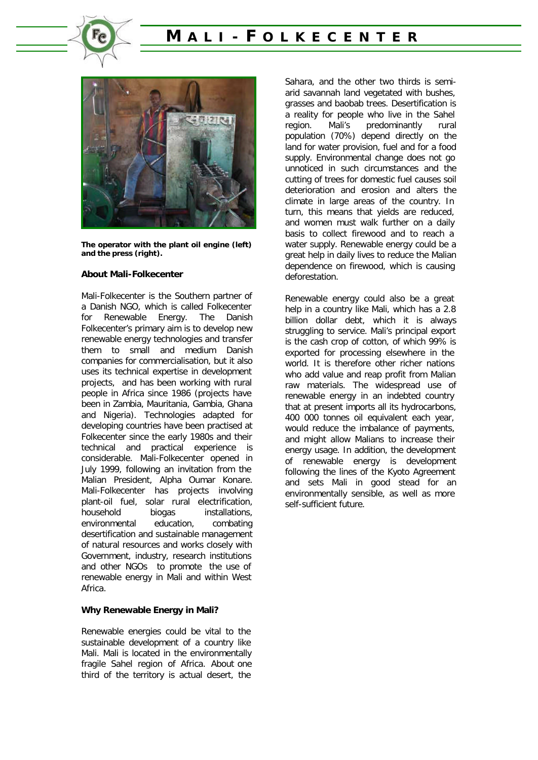The operator with the plant oil engine (left) and the press (right).

**About Mali-Folkecenter**

Mali-Folkecenter is the Southern partner of a Danish NGO, which is called Folkecenter for Renewable Energy. The Danish Folkecenter's primary aim is to develop new renewable energy technologies and transfer them to small and medium Danish companies for commercialisation, but it also uses its technical expertise in development projects, and has been working with rural people in Africa since 1986 (projects have been in Zambia, Mauritania, Gambia, Ghana and Nigeria). Technologies adapted for developing countries have been practised at Folkecenter since the early 1980s and their technical and practical experience is considerable. Mali-Folkecenter opened in July 1999, following an invitation from the Malian President, Alpha Oumar Konare. Mali-Folkecenter has projects involving plant-oil fuel, solar rural electrification, household biogas installations, environmental education, combating desertification and sustainable management of natural resources and works closely with Government, industry, research institutions and other NGOs to promote the use of renewable energy in Mali and within West Africa.

**Why Renewable Energy in Mali?**

Renewable energies could be vital to the sustainable development of a country like Mali. Mali is located in the environmentally fragile Sahel region of Africa. About one third of the territory is actual desert, the Sahara, and the other two thirds is semi-arid savannah land vegetated with bushes, grasses and baobab trees. Desertification is a reality for people who live in the Sahel region. Mali's predominantly rural population (70%) depend directly on the land for water provision, fuel and for a food supply. Environmental change does not go unnoticed in such circumstances and the cutting of trees for domestic fuel causes soil deterioration and erosion and alters the climate in large areas of the country. In turn, this means that yields are reduced, and women must walk further on a daily basis to collect firewood and to reach a water supply. Renewable energy could be a great help in daily lives to reduce the Malian dependence on firewood, which is causing deforestation.

Renewable energy could also be a great help in a country like Mali, which has a 2.8 billion dollar debt, which it is always struggling to service. Mali's principal export is the cash crop of cotton, of which 99% is exported for processing elsewhere in the world. It is therefore other richer nations who add value and reap profit from Malian raw materials. The widespread use of renewable energy in an indebted country that at present imports all its hydrocarbons, 400 000 tonnes oil equivalent each year, would reduce the imbalance of payments, and might allow Malians to increase their energy usage. In addition, the development of renewable energy is development following the lines of the Kyoto Agreement and sets Mali in good stead for an environmentally sensible, as well as more self-sufficient future.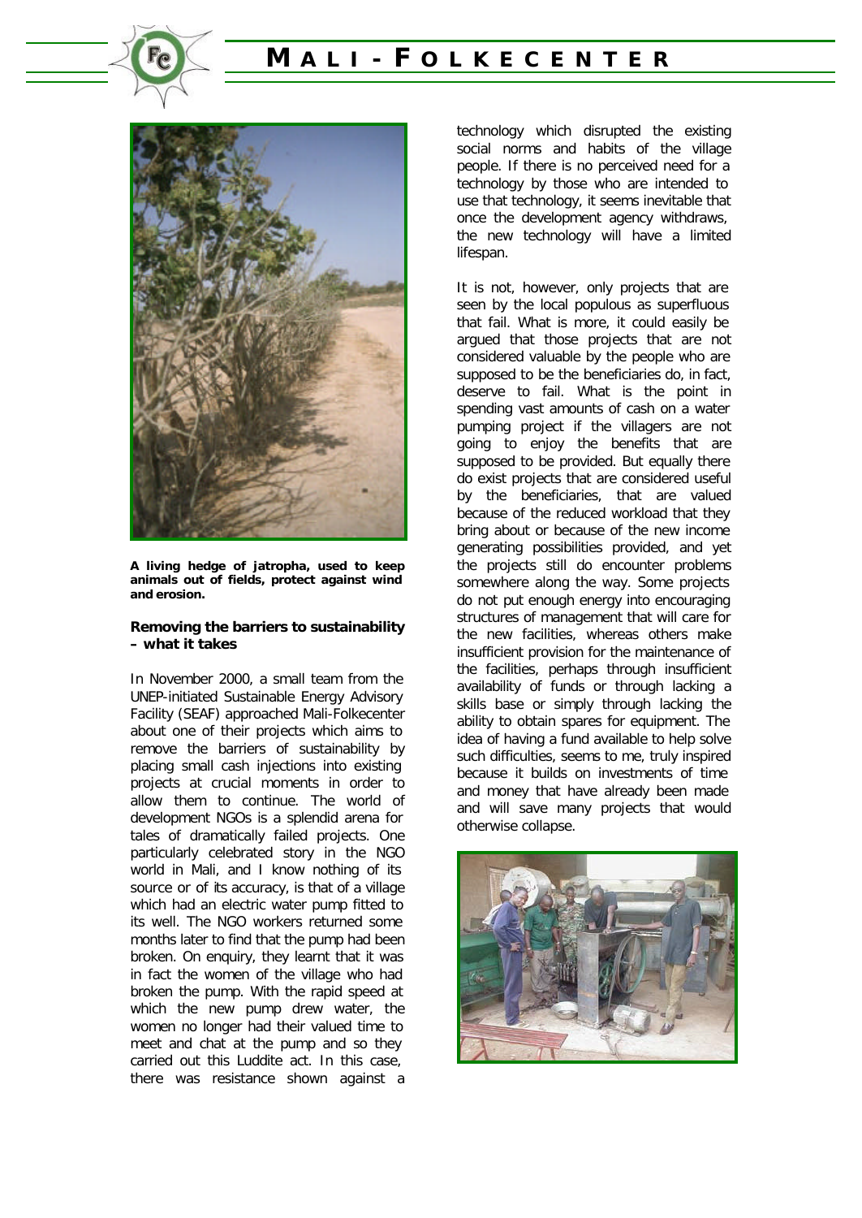A living hedge of jatropha, used to keep animals out of fields, protect against wind and erosion.

**Removing the barriers to sustainability – what it takes**

In November 2000, a small team from the UNEP-initiated Sustainable Energy Advisory Facility (SEAF) approached Mali-Folkecenter about one of their projects which aims to remove the barriers of sustainability by placing small cash injections into existing projects at crucial moments in order to allow them to continue. The world of development NGOs is a splendid arena for tales of dramatically failed projects. One particularly celebrated story in the NGO world in Mali, and I know nothing of its source or of its accuracy, is that of a village which had an electric water pump fitted to its well. The NGO workers returned some months later to find that the pump had been broken. On enquiry, they learnt that it was in fact the women of the village who had broken the pump. With the rapid speed at which the new pump drew water, the women no longer had their valued time to meet and chat at the pump and so they carried out this Luddite act. In this case, there was resistance shown against a technology which disrupted the existing social norms and habits of the village people. If there is no perceived need for a technology by those who are intended to use that technology, it seems inevitable that once the development agency withdraws, the new technology will have a limited lifespan.

It is not, however, only projects that are seen by the local populous as superfluous that fail. What is more, it could easily be argued that those projects that are not considered valuable by the people who are supposed to be the beneficiaries do, in fact, deserve to fail. What is the point in spending vast amounts of cash on a water pumping project if the villagers are not going to enjoy the benefits that are supposed to be provided. But equally there do exist projects that are considered useful by the beneficiaries, that are valued because of the reduced workload that they bring about or because of the new income generating possibilities provided, and yet the projects still do encounter problems somewhere along the way. Some projects do not put enough energy into encouraging structures of management that will care for the new facilities, whereas others make insufficient provision for the maintenance of the facilities, perhaps through insufficient availability of funds or through lacking a skills base or simply through lacking the ability to obtain spares for equipment. The idea of having a fund available to help solve such difficulties, seems to me, truly inspired because it builds on investments of time and money that have already been made and will save many projects that would otherwise collapse.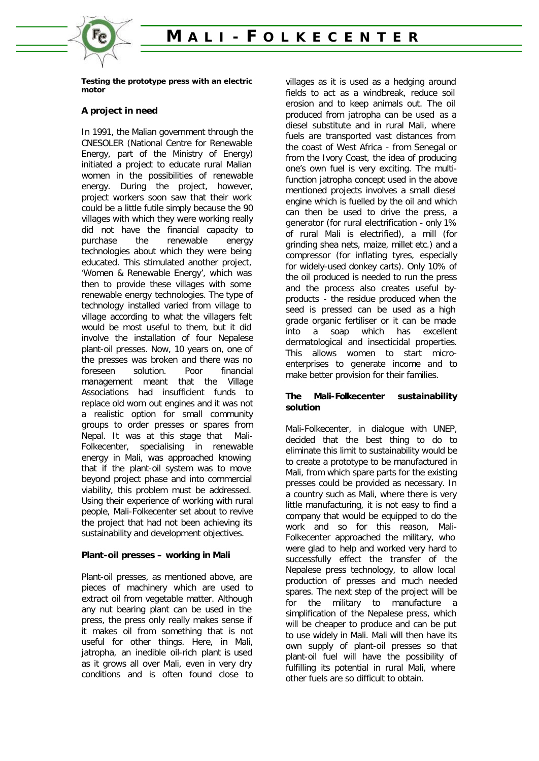**Testing the prototype press with an electric motor**

### A project in need

In 1991, the Malian government through the CNESOLER (National Centre for Renewable Energy, part of the Ministry of Energy) initiated a project to educate rural Malian women in the possibilities of renewable energy. During the project, however, project workers soon saw that their work could be a little futile simply because the 90 villages with which they were working really did not have the financial capacity to purchase the renewable energy technologies about which they were being educated. This stimulated another project, 'Women & Renewable Energy', which was then to provide these villages with some renewable energy technologies. The type of technology installed varied from village to village according to what the villagers felt would be most useful to them, but it did involve the installation of four Nepalese plant-oil presses. Now, 10 years on, one of the presses was broken and there was no foreseen solution. Poor financial management meant that the Village Associations had insufficient funds to replace old worn out engines and it was not a realistic option for small community groups to order presses or spares from Nepal. It was at this stage that Mali-Folkecenter, specialising in renewable energy in Mali, was approached knowing that if the plant-oil system was to move beyond project phase and into commercial viability, this problem must be addressed. Using their experience of working with rural people, Mali-Folkecenter set about to revive the project that had not been achieving its sustainability and development objectives.

### Plant-oil presses – working in Mali

Plant-oil presses, as mentioned above, are pieces of machinery which are used to extract oil from vegetable matter. Although any nut bearing plant can be used in the press, the press only really makes sense if it makes oil from something that is not useful for other things. Here, in Mali, jatropha, an inedible oil-rich plant is used as it grows all over Mali, even in very dry conditions and is often found close to villages as it is used as a hedging around fields to act as a windbreak, reduce soil erosion and to keep animals out. The oil produced from jatropha can be used as a diesel substitute and in rural Mali, where fuels are transported vast distances from the coast of West Africa - from Senegal or from the Ivory Coast, the idea of producing one's own fuel is very exciting. The multi-function jatropha concept used in the above mentioned projects involves a small diesel engine which is fuelled by the oil and which can then be used to drive the press, a generator (for rural electrification - only 1% of rural Mali is electrified), a mill (for grinding shea nets, maize, millet etc.) and a compressor (for inflating tyres, especially for widely-used donkey carts). Only 10% of the oil produced is needed to run the press and the process also creates useful by-products - the residue produced when the seed is pressed can be used as a high grade organic fertiliser or it can be made into a soap which has excellent dermatological and insecticidal properties. This allows women to start micro-enterprises to generate income and to make better provision for their families.

### The Mali-Folkecenter sustainability solution

Mali-Folkecenter, in dialogue with UNEP, decided that the best thing to do to eliminate this limit to sustainability would be to create a prototype to be manufactured in Mali, from which spare parts for the existing presses could be provided as necessary. In a country such as Mali, where there is very little manufacturing, it is not easy to find a company that would be equipped to do the work and so for this reason, Mali-Folkecenter approached the military, who were glad to help and worked very hard to successfully effect the transfer of the Nepalese press technology, to allow local production of presses and much needed spares. The next step of the project will be for the military to manufacture a simplification of the Nepalese press, which will be cheaper to produce and can be put to use widely in Mali. Mali will then have its own supply of plant-oil presses so that plant-oil fuel will have the possibility of fulfilling its potential in rural Mali, where other fuels are so difficult to obtain.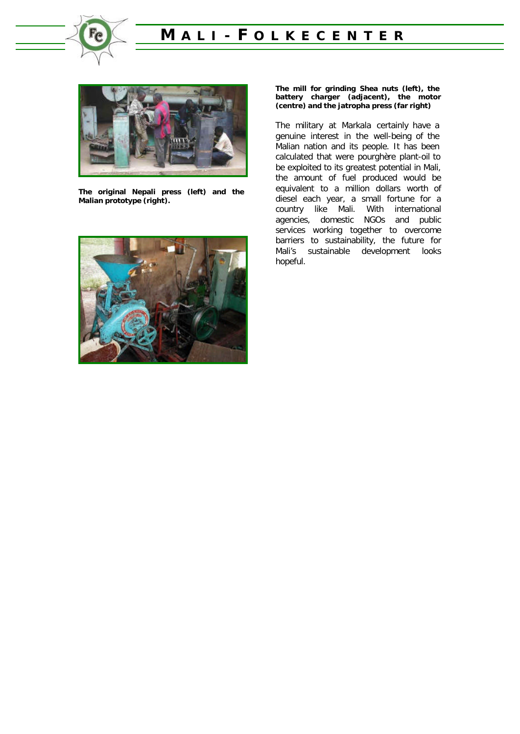The original Nepali press (left) and the Malian prototype (right).

**The mill for grinding Shea nuts (left), the battery charger (adjacent), the motor (centre) and the jatropha press (far right)**

The military at Markala certainly have a genuine interest in the well-being of the Malian nation and its people. It has been calculated that were pourghère plant-oil to be exploited to its greatest potential in Mali, the amount of fuel produced would be equivalent to a million dollars worth of diesel each year, a small fortune for a country like Mali. With international agencies, domestic NGOs and public services working together to overcome barriers to sustainability, the future for Mali's sustainable development looks hopeful.